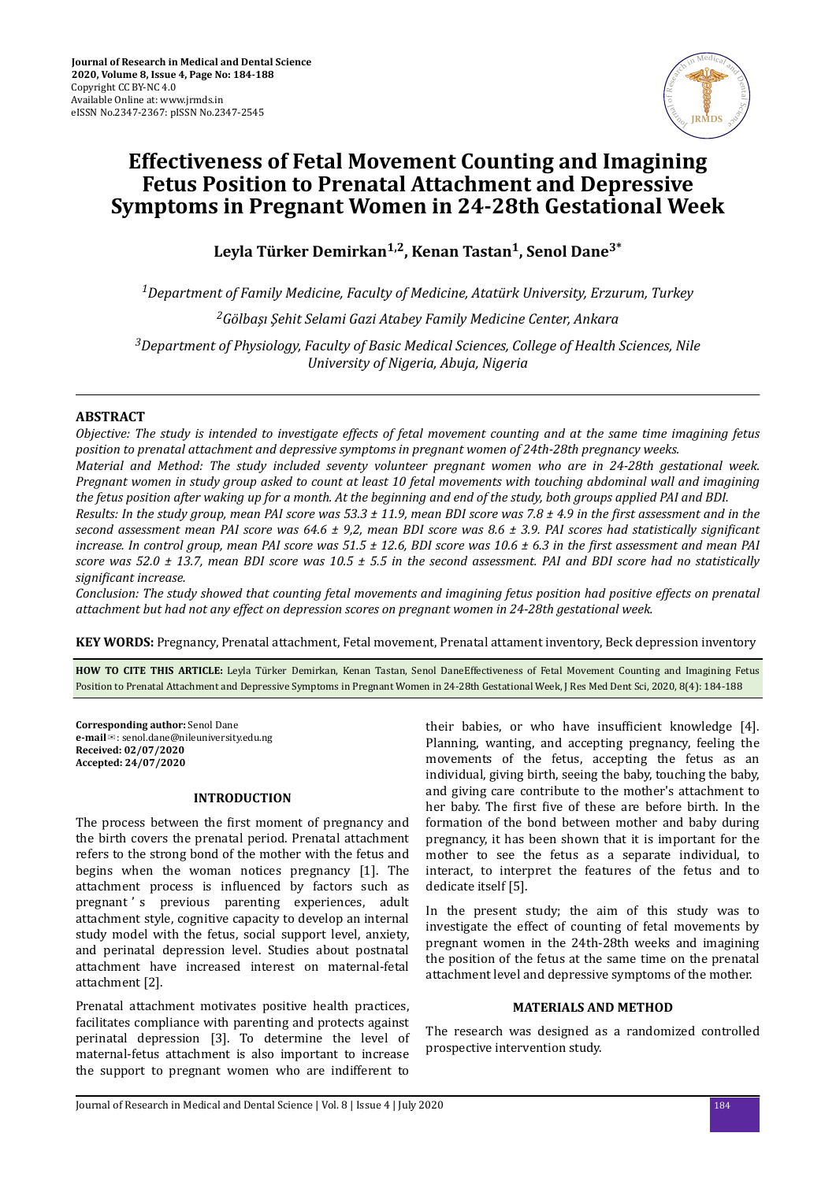Journal of Research in Medical and Dental Science
2020, Volume 8, Issue 4, Page No: 184-188
Copyright CC BY-NC 4.0
Available Online at: www.jrmds.in
eISSN No.2347-2367: pISSN No.2347-2545

# Effectiveness of Fetal Movement Counting and Imagining Fetus Position to Prenatal Attachment and Depressive Symptoms in Pregnant Women in 24-28th Gestational Week

**Leyla Türker Demirkan[1,2], Kenan Tastan[1], Senol Dane[3*]**

*[1]Department of Family Medicine, Faculty of Medicine, Atatürk University, Erzurum, Turkey*

*[2]Gölbaşı Şehit Selami Gazi Atabey Family Medicine Center, Ankara*

*[3]Department of Physiology, Faculty of Basic Medical Sciences, College of Health Sciences, Nile University of Nigeria, Abuja, Nigeria*

## ABSTRACT

*Objective: The study is intended to investigate effects of fetal movement counting and at the same time imagining fetus position to prenatal attachment and depressive symptoms in pregnant women of 24th-28th pregnancy weeks.*

*Material and Method: The study included seventy volunteer pregnant women who are in 24-28th gestational week. Pregnant women in study group asked to count at least 10 fetal movements with touching abdominal wall and imagining the fetus position after waking up for a month. At the beginning and end of the study, both groups applied PAI and BDI.*

*Results: In the study group, mean PAI score was 53.3 ± 11.9, mean BDI score was 7.8 ± 4.9 in the first assessment and in the second assessment mean PAI score was 64.6 ± 9,2, mean BDI score was 8.6 ± 3.9. PAI scores had statistically significant increase. In control group, mean PAI score was 51.5 ± 12.6, BDI score was 10.6 ± 6.3 in the first assessment and mean PAI score was 52.0 ± 13.7, mean BDI score was 10.5 ± 5.5 in the second assessment. PAI and BDI score had no statistically significant increase.*

*Conclusion: The study showed that counting fetal movements and imagining fetus position had positive effects on prenatal attachment but had not any effect on depression scores on pregnant women in 24-28th gestational week.*

**KEY WORDS:** Pregnancy, Prenatal attachment, Fetal movement, Prenatal attament inventory, Beck depression inventory

**HOW TO CITE THIS ARTICLE:** Leyla Türker Demirkan, Kenan Tastan, Senol DaneEffectiveness of Fetal Movement Counting and Imagining Fetus Position to Prenatal Attachment and Depressive Symptoms in Pregnant Women in 24-28th Gestational Week, J Res Med Dent Sci, 2020, 8(4): 184-188

**Corresponding author:** Senol Dane
**e-mail**✉: senol.dane@nileuniversity.edu.ng
**Received: 02/07/2020**
**Accepted: 24/07/2020**

## INTRODUCTION

The process between the first moment of pregnancy and the birth covers the prenatal period. Prenatal attachment refers to the strong bond of the mother with the fetus and begins when the woman notices pregnancy [1]. The attachment process is influenced by factors such as pregnant ' s previous parenting experiences, adult attachment style, cognitive capacity to develop an internal study model with the fetus, social support level, anxiety, and perinatal depression level. Studies about postnatal attachment have increased interest on maternal-fetal attachment [2].

Prenatal attachment motivates positive health practices, facilitates compliance with parenting and protects against perinatal depression [3]. To determine the level of maternal-fetus attachment is also important to increase the support to pregnant women who are indifferent to their babies, or who have insufficient knowledge [4]. Planning, wanting, and accepting pregnancy, feeling the movements of the fetus, accepting the fetus as an individual, giving birth, seeing the baby, touching the baby, and giving care contribute to the mother's attachment to her baby. The first five of these are before birth. In the formation of the bond between mother and baby during pregnancy, it has been shown that it is important for the mother to see the fetus as a separate individual, to interact, to interpret the features of the fetus and to dedicate itself [5].

In the present study; the aim of this study was to investigate the effect of counting of fetal movements by pregnant women in the 24th-28th weeks and imagining the position of the fetus at the same time on the prenatal attachment level and depressive symptoms of the mother.

## MATERIALS AND METHOD

The research was designed as a randomized controlled prospective intervention study.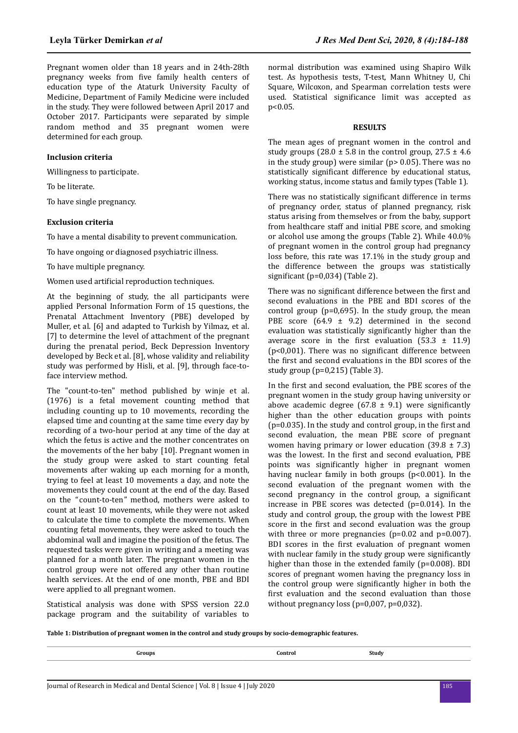Pregnant women older than 18 years and in 24th-28th pregnancy weeks from five family health centers of education type of the Ataturk University Faculty of Medicine, Department of Family Medicine were included in the study. They were followed between April 2017 and October 2017. Participants were separated by simple random method and 35 pregnant women were determined for each group.

### Inclusion criteria

Willingness to participate.

To be literate.

To have single pregnancy.

### Exclusion criteria

To have a mental disability to prevent communication.

To have ongoing or diagnosed psychiatric illness.

To have multiple pregnancy.

Women used artificial reproduction techniques.

At the beginning of study, the all participants were applied Personal Information Form of 15 questions, the Prenatal Attachment Inventory (PBE) developed by Muller, et al. [6] and adapted to Turkish by Yilmaz, et al. [7] to determine the level of attachment of the pregnant during the prenatal period, Beck Depression Inventory developed by Beck et al. [8], whose validity and reliability study was performed by Hisli, et al. [9], through face-to-face interview method.

The "count-to-ten" method published by winje et al. (1976) is a fetal movement counting method that including counting up to 10 movements, recording the elapsed time and counting at the same time every day by recording of a two-hour period at any time of the day at which the fetus is active and the mother concentrates on the movements of the her baby [10]. Pregnant women in the study group were asked to start counting fetal movements after waking up each morning for a month, trying to feel at least 10 movements a day, and note the movements they could count at the end of the day. Based on the "count-to-ten" method, mothers were asked to count at least 10 movements, while they were not asked to calculate the time to complete the movements. When counting fetal movements, they were asked to touch the abdominal wall and imagine the position of the fetus. The requested tasks were given in writing and a meeting was planned for a month later. The pregnant women in the control group were not offered any other than routine health services. At the end of one month, PBE and BDI were applied to all pregnant women.

Statistical analysis was done with SPSS version 22.0 package program and the suitability of variables to normal distribution was examined using Shapiro Wilk test. As hypothesis tests, T-test, Mann Whitney U, Chi Square, Wilcoxon, and Spearman correlation tests were used. Statistical significance limit was accepted as $p<0.05$.

## RESULTS

The mean ages of pregnant women in the control and study groups ($28.0 \pm 5.8$ in the control group, $27.5 \pm 4.6$ in the study group) were similar ($p> 0.05$). There was no statistically significant difference by educational status, working status, income status and family types (Table 1).

There was no statistically significant difference in terms of pregnancy order, status of planned pregnancy, risk status arising from themselves or from the baby, support from healthcare staff and initial PBE score, and smoking or alcohol use among the groups (Table 2). While 40.0% of pregnant women in the control group had pregnancy loss before, this rate was 17.1% in the study group and the difference between the groups was statistically significant (p=0,034) (Table 2).

There was no significant difference between the first and second evaluations in the PBE and BDI scores of the control group (p=0,695). In the study group, the mean PBE score ($64.9 \pm 9.2$) determined in the second evaluation was statistically significantly higher than the average score in the first evaluation ($53.3 \pm 11.9$) ($p<0,001$). There was no significant difference between the first and second evaluations in the BDI scores of the study group (p=0,215) (Table 3).

In the first and second evaluation, the PBE scores of the pregnant women in the study group having university or above academic degree ($67.8 \pm 9.1$) were significantly higher than the other education groups with points (p=0.035). In the study and control group, in the first and second evaluation, the mean PBE score of pregnant women having primary or lower education ($39.8 \pm 7.3$) was the lowest. In the first and second evaluation, PBE points was significantly higher in pregnant women having nuclear family in both groups ($p<0.001$). In the second evaluation of the pregnant women with the second pregnancy in the control group, a significant increase in PBE scores was detected (p=0.014). In the study and control group, the group with the lowest PBE score in the first and second evaluation was the group with three or more pregnancies (p=0.02 and p=0.007). BDI scores in the first evaluation of pregnant women with nuclear family in the study group were significantly higher than those in the extended family (p=0.008). BDI scores of pregnant women having the pregnancy loss in the control group were significantly higher in both the first evaluation and the second evaluation than those without pregnancy loss (p=0,007, p=0,032).

**Table 1: Distribution of pregnant women in the control and study groups by socio-demographic features.**

| Groups | Control | Study |
| --- | --- | --- |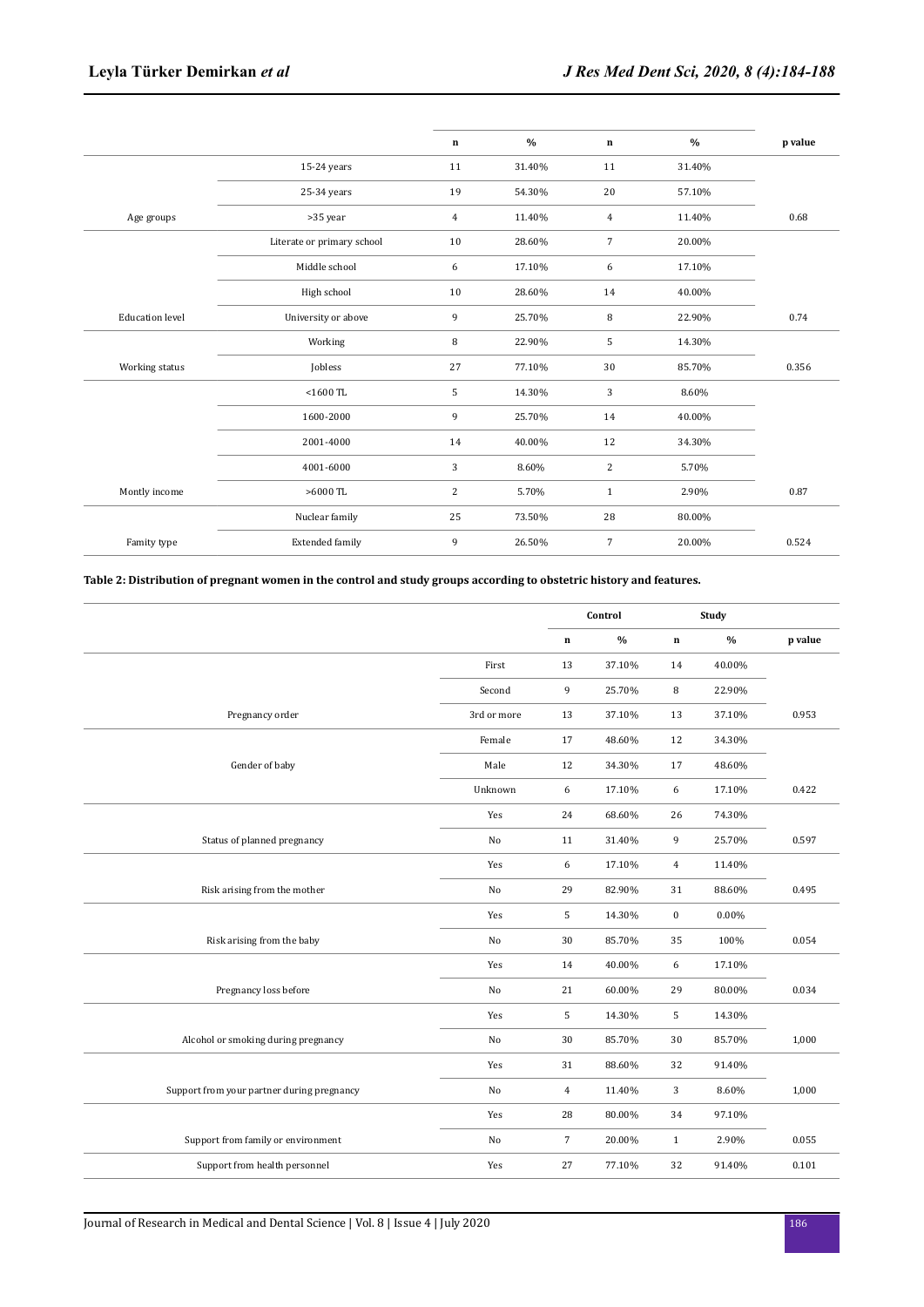| | | n | % | n | % | p value |
|---|---|---|---|---|---|---|
| | 15-24 years | 11 | 31.40% | 11 | 31.40% | |
| | 25-34 years | 19 | 54.30% | 20 | 57.10% | |
| Age groups | >35 year | 4 | 11.40% | 4 | 11.40% | 0.68 |
| | Literate or primary school | 10 | 28.60% | 7 | 20.00% | |
| | Middle school | 6 | 17.10% | 6 | 17.10% | |
| | High school | 10 | 28.60% | 14 | 40.00% | |
| Education level | University or above | 9 | 25.70% | 8 | 22.90% | 0.74 |
| | Working | 8 | 22.90% | 5 | 14.30% | |
| Working status | Jobless | 27 | 77.10% | 30 | 85.70% | 0.356 |
| | <1600 TL | 5 | 14.30% | 3 | 8.60% | |
| | 1600-2000 | 9 | 25.70% | 14 | 40.00% | |
| | 2001-4000 | 14 | 40.00% | 12 | 34.30% | |
| | 4001-6000 | 3 | 8.60% | 2 | 5.70% | |
| Montly income | >6000 TL | 2 | 5.70% | 1 | 2.90% | 0.87 |
| | Nuclear family | 25 | 73.50% | 28 | 80.00% | |
| Famity type | Extended family | 9 | 26.50% | 7 | 20.00% | 0.524 |

**Table 2: Distribution of pregnant women in the control and study groups according to obstetric history and features.**

| | | Control | | Study | | |
|---|---|---|---|---|---|---|
| | | n | % | n | % | p value |
| | First | 13 | 37.10% | 14 | 40.00% | |
| | Second | 9 | 25.70% | 8 | 22.90% | |
| Pregnancy order | 3rd or more | 13 | 37.10% | 13 | 37.10% | 0.953 |
| | Female | 17 | 48.60% | 12 | 34.30% | |
| Gender of baby | Male | 12 | 34.30% | 17 | 48.60% | |
| | Unknown | 6 | 17.10% | 6 | 17.10% | 0.422 |
| | Yes | 24 | 68.60% | 26 | 74.30% | |
| Status of planned pregnancy | No | 11 | 31.40% | 9 | 25.70% | 0.597 |
| | Yes | 6 | 17.10% | 4 | 11.40% | |
| Risk arising from the mother | No | 29 | 82.90% | 31 | 88.60% | 0.495 |
| | Yes | 5 | 14.30% | 0 | 0.00% | |
| Risk arising from the baby | No | 30 | 85.70% | 35 | 100% | 0.054 |
| | Yes | 14 | 40.00% | 6 | 17.10% | |
| Pregnancy loss before | No | 21 | 60.00% | 29 | 80.00% | 0.034 |
| | Yes | 5 | 14.30% | 5 | 14.30% | |
| Alcohol or smoking during pregnancy | No | 30 | 85.70% | 30 | 85.70% | 1,000 |
| | Yes | 31 | 88.60% | 32 | 91.40% | |
| Support from your partner during pregnancy | No | 4 | 11.40% | 3 | 8.60% | 1,000 |
| | Yes | 28 | 80.00% | 34 | 97.10% | |
| Support from family or environment | No | 7 | 20.00% | 1 | 2.90% | 0.055 |
| Support from health personnel | Yes | 27 | 77.10% | 32 | 91.40% | 0.101 |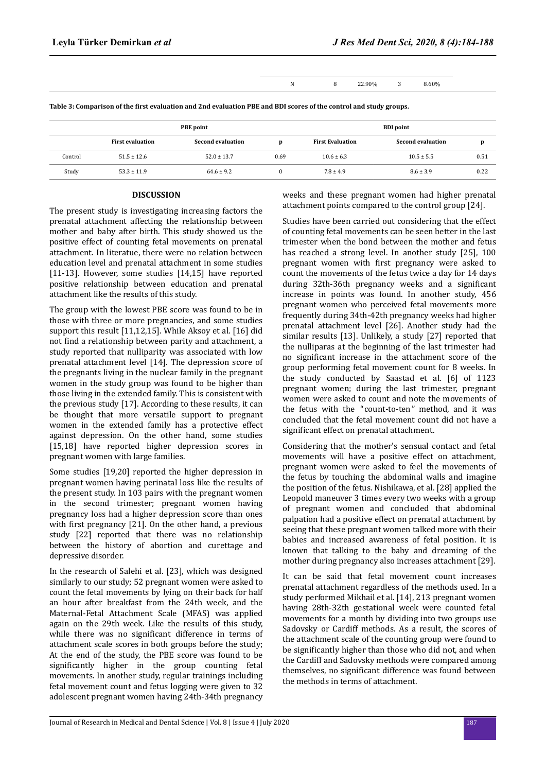| | | | | |
|---|---|---|---|---|
| N | 8 | 22.90% | 3 | 8.60% |

**Table 3: Comparison of the first evaluation and 2nd evaluation PBE and BDI scores of the control and study groups.**

| | PBE point | | | BDI point | | |
|---|---|---|---|---|---|---|
| | First evaluation | Second evaluation | p | First Evaluation | Second evaluation | p |
| Control | 51.5 ± 12.6 | 52.0 ± 13.7 | 0.69 | 10.6 ± 6.3 | 10.5 ± 5.5 | 0.51 |
| Study | 53.3 ± 11.9 | 64.6 ± 9.2 | 0 | 7.8 ± 4.9 | 8.6 ± 3.9 | 0.22 |

## DISCUSSION

The present study is investigating increasing factors the prenatal attachment affecting the relationship between mother and baby after birth. This study showed us the positive effect of counting fetal movements on prenatal attachment. In literatue, there were no relation between education level and prenatal attachment in some studies [11-13]. However, some studies [14,15] have reported positive relationship between education and prenatal attachment like the results of this study.

The group with the lowest PBE score was found to be in those with three or more pregnancies, and some studies support this result [11,12,15]. While Aksoy et al. [16] did not find a relationship between parity and attachment, a study reported that nulliparity was associated with low prenatal attachment level [14]. The depression score of the pregnants living in the nuclear family in the pregnant women in the study group was found to be higher than those living in the extended family. This is consistent with the previous study [17]. According to these results, it can be thought that more versatile support to pregnant women in the extended family has a protective effect against depression. On the other hand, some studies [15,18] have reported higher depression scores in pregnant women with large families.

Some studies [19,20] reported the higher depression in pregnant women having perinatal loss like the results of the present study. In 103 pairs with the pregnant women in the second trimester; pregnant women having pregnancy loss had a higher depression score than ones with first pregnancy [21]. On the other hand, a previous study [22] reported that there was no relationship between the history of abortion and curettage and depressive disorder.

In the research of Salehi et al. [23], which was designed similarly to our study; 52 pregnant women were asked to count the fetal movements by lying on their back for half an hour after breakfast from the 24th week, and the Maternal-Fetal Attachment Scale (MFAS) was applied again on the 29th week. Like the results of this study, while there was no significant difference in terms of attachment scale scores in both groups before the study; At the end of the study, the PBE score was found to be significantly higher in the group counting fetal movements. In another study, regular trainings including fetal movement count and fetus logging were given to 32 adolescent pregnant women having 24th-34th pregnancy weeks and these pregnant women had higher prenatal attachment points compared to the control group [24].

Studies have been carried out considering that the effect of counting fetal movements can be seen better in the last trimester when the bond between the mother and fetus has reached a strong level. In another study [25], 100 pregnant women with first pregnancy were asked to count the movements of the fetus twice a day for 14 days during 32th-36th pregnancy weeks and a significant increase in points was found. In another study, 456 pregnant women who perceived fetal movements more frequently during 34th-42th pregnancy weeks had higher prenatal attachment level [26]. Another study had the similar results [13]. Unlikely, a study [27] reported that the nulliparas at the beginning of the last trimester had no significant increase in the attachment score of the group performing fetal movement count for 8 weeks. In the study conducted by Saastad et al. [6] of 1123 pregnant women; during the last trimester, pregnant women were asked to count and note the movements of the fetus with the "count-to-ten" method, and it was concluded that the fetal movement count did not have a significant effect on prenatal attachment.

Considering that the mother's sensual contact and fetal movements will have a positive effect on attachment, pregnant women were asked to feel the movements of the fetus by touching the abdominal walls and imagine the position of the fetus. Nishikawa, et al. [28] applied the Leopold maneuver 3 times every two weeks with a group of pregnant women and concluded that abdominal palpation had a positive effect on prenatal attachment by seeing that these pregnant women talked more with their babies and increased awareness of fetal position. It is known that talking to the baby and dreaming of the mother during pregnancy also increases attachment [29].

It can be said that fetal movement count increases prenatal attachment regardless of the methods used. In a study performed Mikhail et al. [14], 213 pregnant women having 28th-32th gestational week were counted fetal movements for a month by dividing into two groups use Sadovsky or Cardiff methods. As a result, the scores of the attachment scale of the counting group were found to be significantly higher than those who did not, and when the Cardiff and Sadovsky methods were compared among themselves, no significant difference was found between the methods in terms of attachment.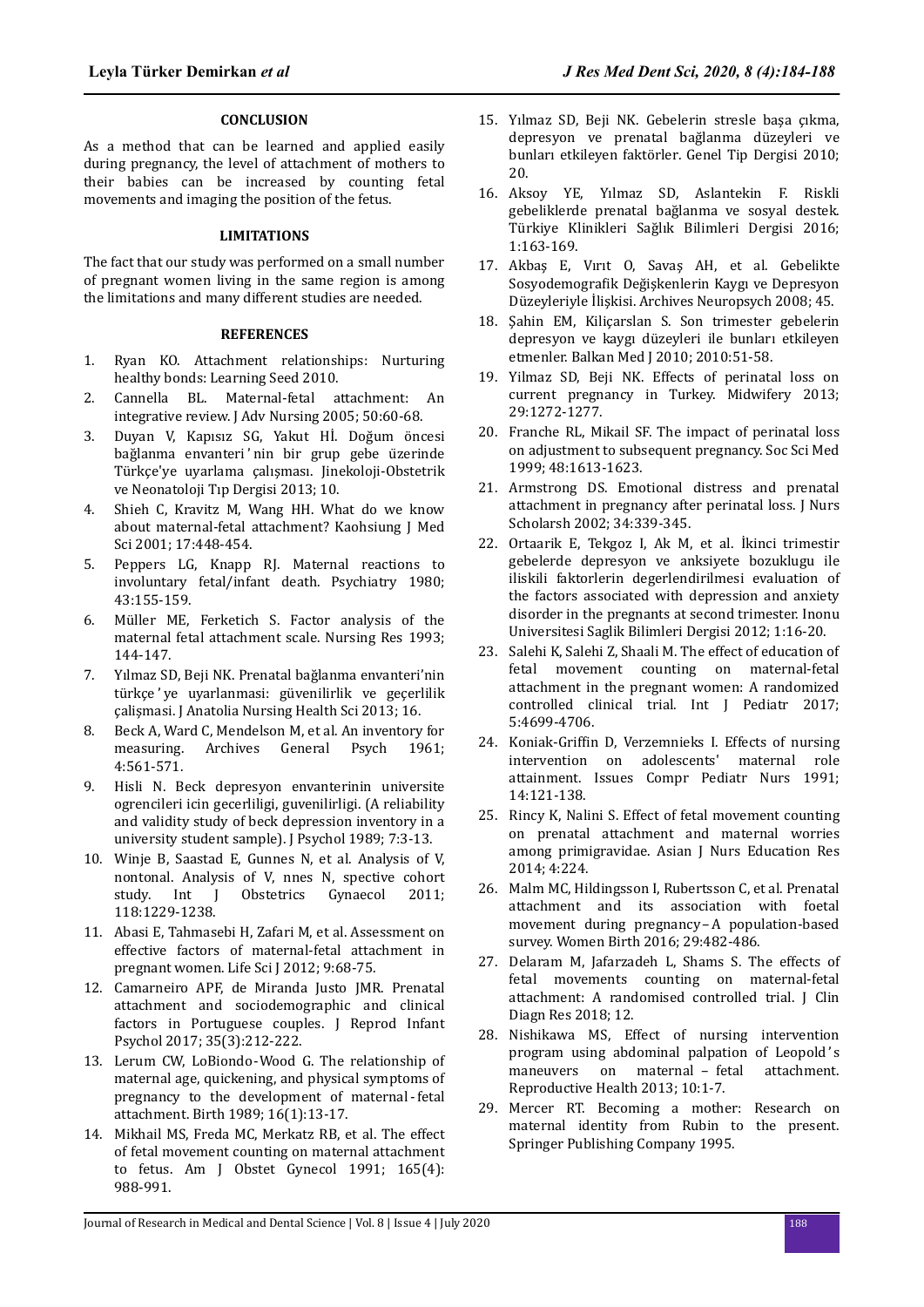## CONCLUSION

As a method that can be learned and applied easily during pregnancy, the level of attachment of mothers to their babies can be increased by counting fetal movements and imaging the position of the fetus.

## LIMITATIONS

The fact that our study was performed on a small number of pregnant women living in the same region is among the limitations and many different studies are needed.

## REFERENCES

1. Ryan KO. Attachment relationships: Nurturing healthy bonds: Learning Seed 2010.
2. Cannella BL. Maternal-fetal attachment: An integrative review. J Adv Nursing 2005; 50:60-68.
3. Duyan V, Kapısız SG, Yakut Hİ. Doğum öncesi bağlanma envanteri'nin bir grup gebe üzerinde Türkçe'ye uyarlama çalışması. Jinekoloji-Obstetrik ve Neonatoloji Tıp Dergisi 2013; 10.
4. Shieh C, Kravitz M, Wang HH. What do we know about maternal-fetal attachment? Kaohsiung J Med Sci 2001; 17:448-454.
5. Peppers LG, Knapp RJ. Maternal reactions to involuntary fetal/infant death. Psychiatry 1980; 43:155-159.
6. Müller ME, Ferketich S. Factor analysis of the maternal fetal attachment scale. Nursing Res 1993; 144-147.
7. Yılmaz SD, Beji NK. Prenatal bağlanma envanteri'nin türkçe'ye uyarlanmasi: güvenilirlik ve geçerlilik çalişmasi. J Anatolia Nursing Health Sci 2013; 16.
8. Beck A, Ward C, Mendelson M, et al. An inventory for measuring. Archives General Psych 1961; 4:561-571.
9. Hisli N. Beck depresyon envanterinin universite ogrencileri icin gecerliligi, guvenilirligi. (A reliability and validity study of beck depression inventory in a university student sample). J Psychol 1989; 7:3-13.
10. Winje B, Saastad E, Gunnes N, et al. Analysis of V, nontonal. Analysis of V, nnes N, spective cohort study. Int J Obstetrics Gynaecol 2011; 118:1229-1238.
11. Abasi E, Tahmasebi H, Zafari M, et al. Assessment on effective factors of maternal-fetal attachment in pregnant women. Life Sci J 2012; 9:68-75.
12. Camarneiro APF, de Miranda Justo JMR. Prenatal attachment and sociodemographic and clinical factors in Portuguese couples. J Reprod Infant Psychol 2017; 35(3):212-222.
13. Lerum CW, LoBiondo-Wood G. The relationship of maternal age, quickening, and physical symptoms of pregnancy to the development of maternal-fetal attachment. Birth 1989; 16(1):13-17.
14. Mikhail MS, Freda MC, Merkatz RB, et al. The effect of fetal movement counting on maternal attachment to fetus. Am J Obstet Gynecol 1991; 165(4): 988-991.
15. Yılmaz SD, Beji NK. Gebelerin stresle başa çıkma, depresyon ve prenatal bağlanma düzeyleri ve bunları etkileyen faktörler. Genel Tip Dergisi 2010; 20.
16. Aksoy YE, Yılmaz SD, Aslantekin F. Riskli gebeliklerde prenatal bağlanma ve sosyal destek. Türkiye Klinikleri Sağlık Bilimleri Dergisi 2016; 1:163-169.
17. Akbaş E, Vırıt O, Savaş AH, et al. Gebelikte Sosyodemografik Değişkenlerin Kaygı ve Depresyon Düzeyleriyle İlişkisi. Archives Neuropsych 2008; 45.
18. Şahin EM, Kiliçarslan S. Son trimester gebelerin depresyon ve kaygı düzeyleri ile bunları etkileyen etmenler. Balkan Med J 2010; 2010:51-58.
19. Yilmaz SD, Beji NK. Effects of perinatal loss on current pregnancy in Turkey. Midwifery 2013; 29:1272-1277.
20. Franche RL, Mikail SF. The impact of perinatal loss on adjustment to subsequent pregnancy. Soc Sci Med 1999; 48:1613-1623.
21. Armstrong DS. Emotional distress and prenatal attachment in pregnancy after perinatal loss. J Nurs Scholarsh 2002; 34:339-345.
22. Ortaarik E, Tekgoz I, Ak M, et al. İkinci trimestir gebelerde depresyon ve anksiyete bozuklugu ile iliskili faktorlerin degerlendirilmesi evaluation of the factors associated with depression and anxiety disorder in the pregnants at second trimester. Inonu Universitesi Saglik Bilimleri Dergisi 2012; 1:16-20.
23. Salehi K, Salehi Z, Shaali M. The effect of education of fetal movement counting on maternal-fetal attachment in the pregnant women: A randomized controlled clinical trial. Int J Pediatr 2017; 5:4699-4706.
24. Koniak-Griffin D, Verzemnieks I. Effects of nursing intervention on adolescents' maternal role attainment. Issues Compr Pediatr Nurs 1991; 14:121-138.
25. Rincy K, Nalini S. Effect of fetal movement counting on prenatal attachment and maternal worries among primigravidae. Asian J Nurs Education Res 2014; 4:224.
26. Malm MC, Hildingsson I, Rubertsson C, et al. Prenatal attachment and its association with foetal movement during pregnancy–A population-based survey. Women Birth 2016; 29:482-486.
27. Delaram M, Jafarzadeh L, Shams S. The effects of fetal movements counting on maternal-fetal attachment: A randomised controlled trial. J Clin Diagn Res 2018; 12.
28. Nishikawa MS, Effect of nursing intervention program using abdominal palpation of Leopold's maneuvers on maternal–fetal attachment. Reproductive Health 2013; 10:1-7.
29. Mercer RT. Becoming a mother: Research on maternal identity from Rubin to the present. Springer Publishing Company 1995.